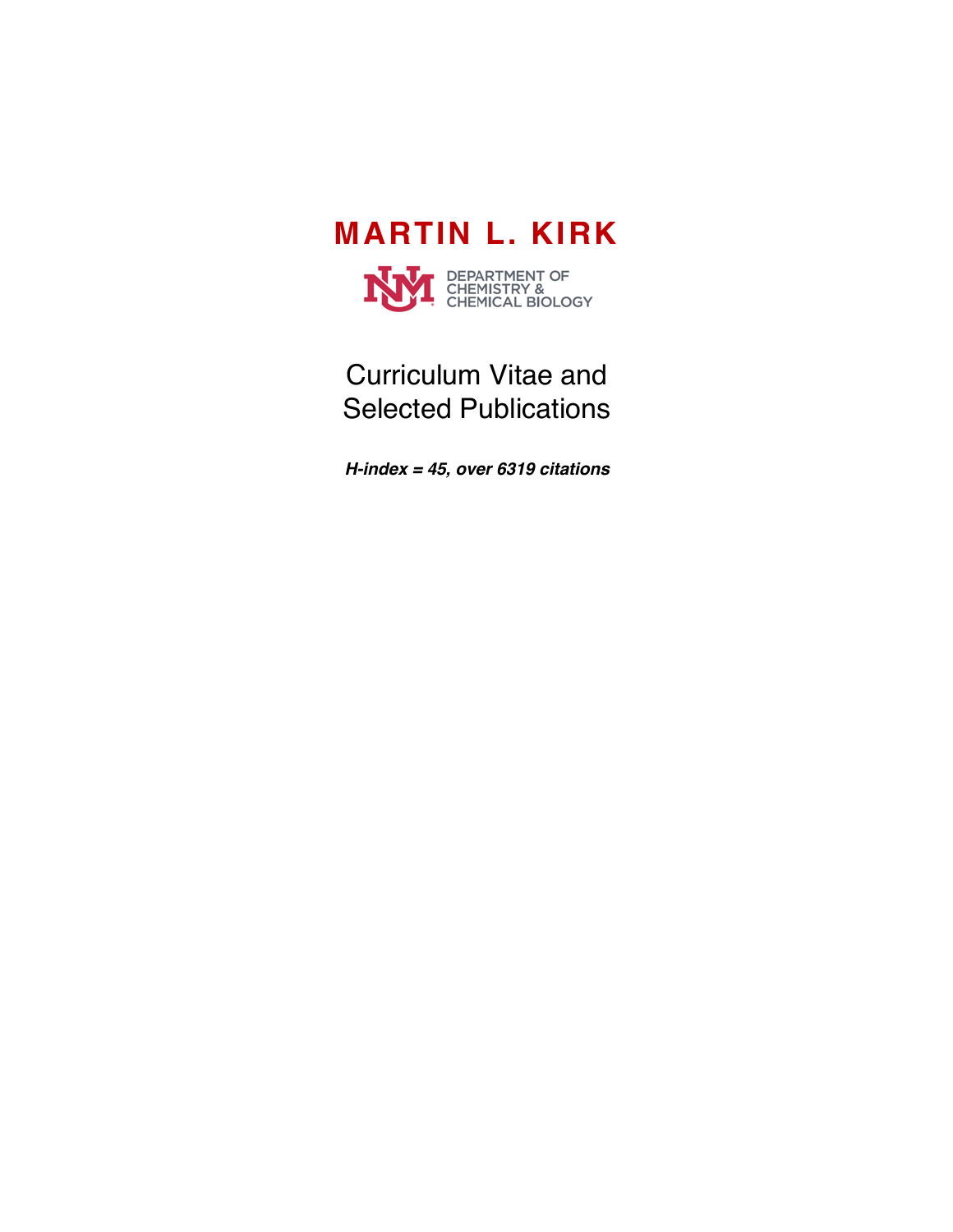# MARTIN L. KIRK

DEPARTMENT OF CHEMISTRY & CHEMICAL BIOLOGY

Curriculum Vitae and Selected Publications

***H-index = 45, over 6319 citations***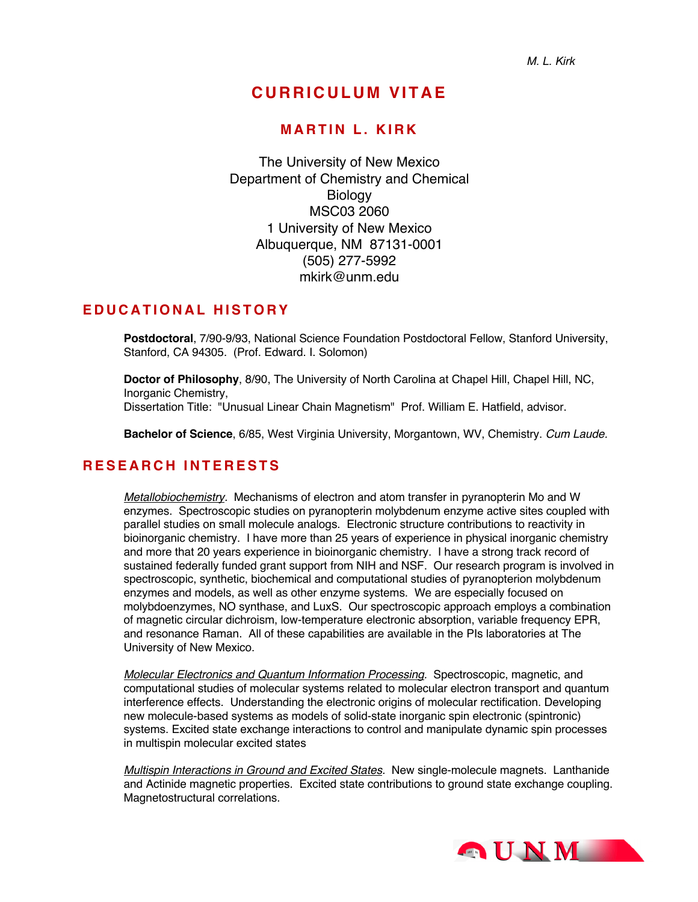# CURRICULUM VITAE

## MARTIN L. KIRK

The University of New Mexico
Department of Chemistry and Chemical Biology
MSC03 2060
1 University of New Mexico
Albuquerque, NM 87131-0001
(505) 277-5992
mkirk@unm.edu

## EDUCATIONAL HISTORY

**Postdoctoral**, 7/90-9/93, National Science Foundation Postdoctoral Fellow, Stanford University, Stanford, CA 94305. (Prof. Edward. I. Solomon)

**Doctor of Philosophy**, 8/90, The University of North Carolina at Chapel Hill, Chapel Hill, NC, Inorganic Chemistry,
Dissertation Title: "Unusual Linear Chain Magnetism" Prof. William E. Hatfield, advisor.

**Bachelor of Science**, 6/85, West Virginia University, Morgantown, WV, Chemistry. *Cum Laude.*

## RESEARCH INTERESTS

*Metallobiochemistry*. Mechanisms of electron and atom transfer in pyranopterin Mo and W enzymes. Spectroscopic studies on pyranopterin molybdenum enzyme active sites coupled with parallel studies on small molecule analogs. Electronic structure contributions to reactivity in bioinorganic chemistry. I have more than 25 years of experience in physical inorganic chemistry and more that 20 years experience in bioinorganic chemistry. I have a strong track record of sustained federally funded grant support from NIH and NSF. Our research program is involved in spectroscopic, synthetic, biochemical and computational studies of pyranopterion molybdenum enzymes and models, as well as other enzyme systems. We are especially focused on molybdoenzymes, NO synthase, and LuxS. Our spectroscopic approach employs a combination of magnetic circular dichroism, low-temperature electronic absorption, variable frequency EPR, and resonance Raman. All of these capabilities are available in the PIs laboratories at The University of New Mexico.

*Molecular Electronics and Quantum Information Processing*. Spectroscopic, magnetic, and computational studies of molecular systems related to molecular electron transport and quantum interference effects. Understanding the electronic origins of molecular rectification. Developing new molecule-based systems as models of solid-state inorganic spin electronic (spintronic) systems. Excited state exchange interactions to control and manipulate dynamic spin processes in multispin molecular excited states

*Multispin Interactions in Ground and Excited States.* New single-molecule magnets. Lanthanide and Actinide magnetic properties. Excited state contributions to ground state exchange coupling. Magnetostructural correlations.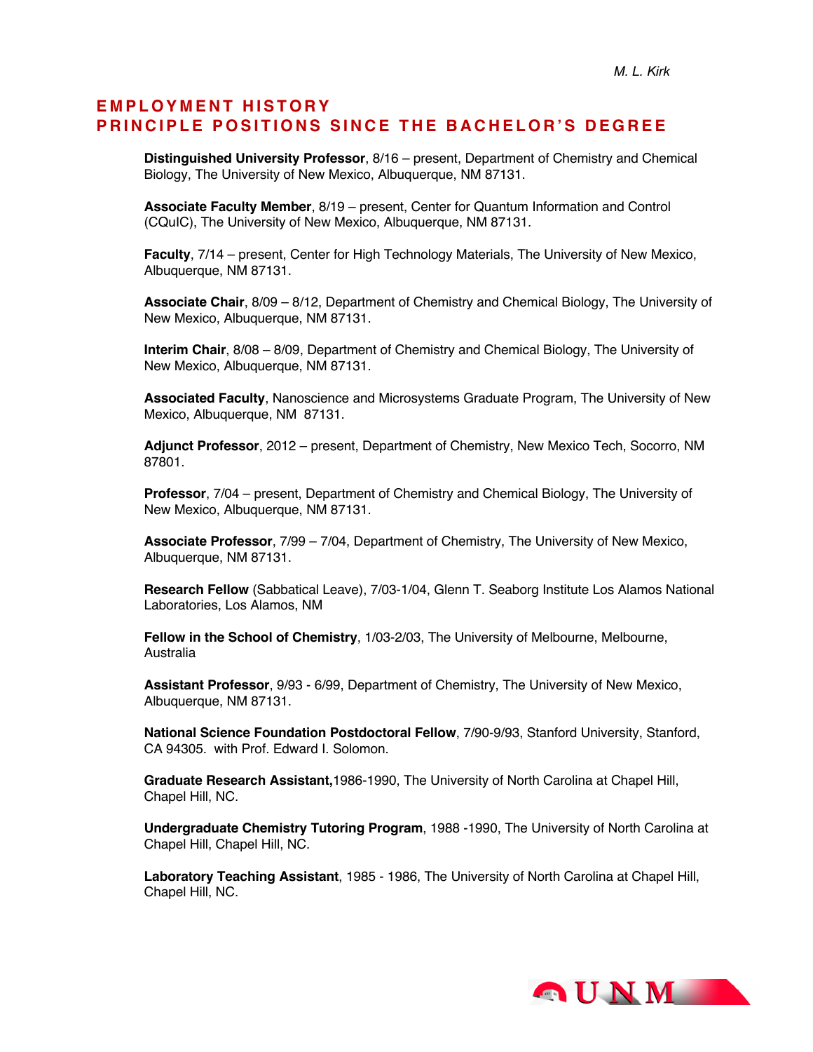# EMPLOYMENT HISTORY
# PRINCIPLE POSITIONS SINCE THE BACHELOR'S DEGREE

**Distinguished University Professor**, 8/16 – present, Department of Chemistry and Chemical Biology, The University of New Mexico, Albuquerque, NM 87131.

**Associate Faculty Member**, 8/19 – present, Center for Quantum Information and Control (CQuIC), The University of New Mexico, Albuquerque, NM 87131.

**Faculty**, 7/14 – present, Center for High Technology Materials, The University of New Mexico, Albuquerque, NM 87131.

**Associate Chair**, 8/09 – 8/12, Department of Chemistry and Chemical Biology, The University of New Mexico, Albuquerque, NM 87131.

**Interim Chair**, 8/08 – 8/09, Department of Chemistry and Chemical Biology, The University of New Mexico, Albuquerque, NM 87131.

**Associated Faculty**, Nanoscience and Microsystems Graduate Program, The University of New Mexico, Albuquerque, NM 87131.

**Adjunct Professor**, 2012 – present, Department of Chemistry, New Mexico Tech, Socorro, NM 87801.

**Professor**, 7/04 – present, Department of Chemistry and Chemical Biology, The University of New Mexico, Albuquerque, NM 87131.

**Associate Professor**, 7/99 – 7/04, Department of Chemistry, The University of New Mexico, Albuquerque, NM 87131.

**Research Fellow** (Sabbatical Leave), 7/03-1/04, Glenn T. Seaborg Institute Los Alamos National Laboratories, Los Alamos, NM

**Fellow in the School of Chemistry**, 1/03-2/03, The University of Melbourne, Melbourne, Australia

**Assistant Professor**, 9/93 - 6/99, Department of Chemistry, The University of New Mexico, Albuquerque, NM 87131.

**National Science Foundation Postdoctoral Fellow**, 7/90-9/93, Stanford University, Stanford, CA 94305. with Prof. Edward I. Solomon.

**Graduate Research Assistant,** 1986-1990, The University of North Carolina at Chapel Hill, Chapel Hill, NC.

**Undergraduate Chemistry Tutoring Program**, 1988 -1990, The University of North Carolina at Chapel Hill, Chapel Hill, NC.

**Laboratory Teaching Assistant**, 1985 - 1986, The University of North Carolina at Chapel Hill, Chapel Hill, NC.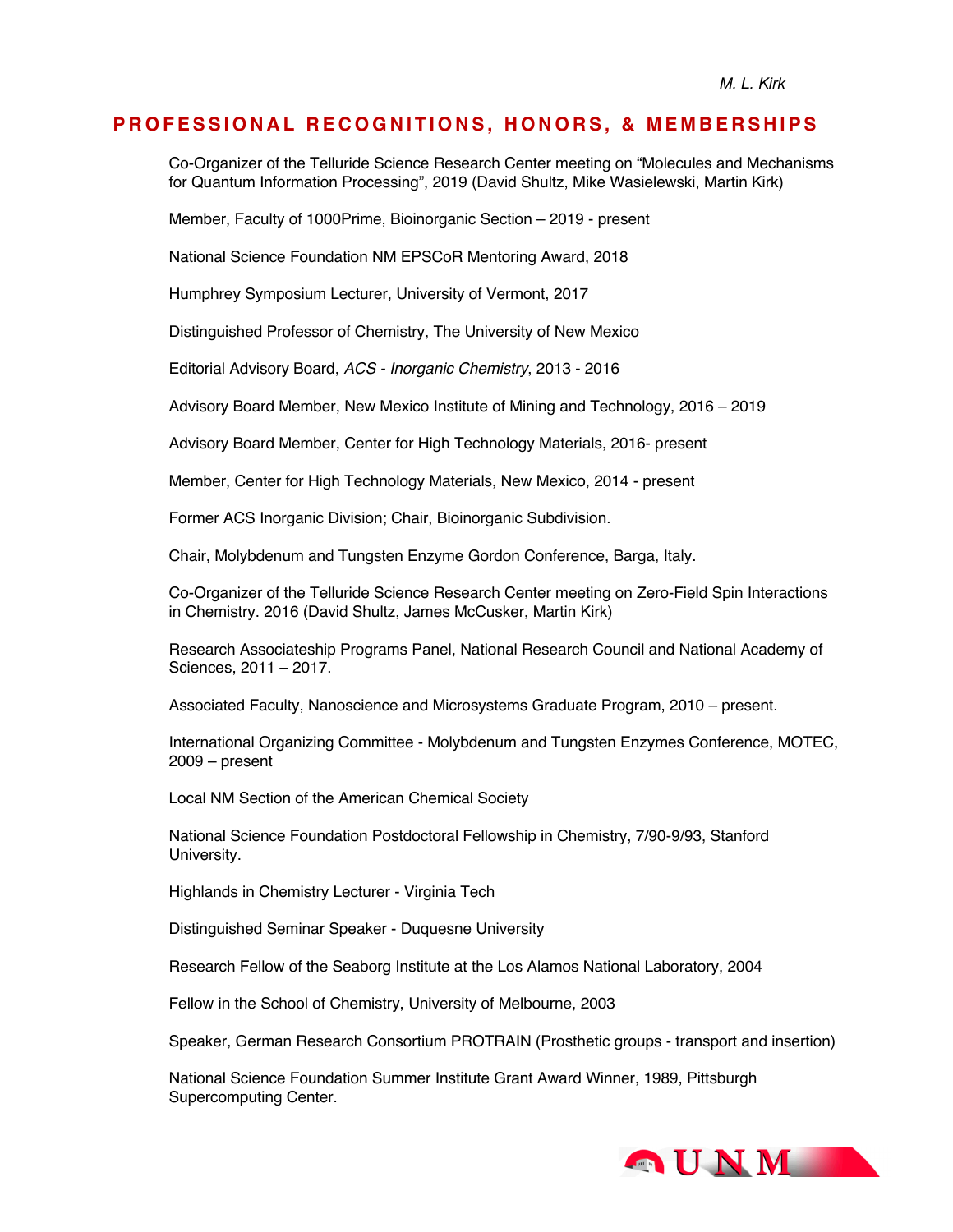## PROFESSIONAL RECOGNITIONS, HONORS, & MEMBERSHIPS

Co-Organizer of the Telluride Science Research Center meeting on "Molecules and Mechanisms for Quantum Information Processing", 2019 (David Shultz, Mike Wasielewski, Martin Kirk)

Member, Faculty of 1000Prime, Bioinorganic Section – 2019 - present

National Science Foundation NM EPSCoR Mentoring Award, 2018

Humphrey Symposium Lecturer, University of Vermont, 2017

Distinguished Professor of Chemistry, The University of New Mexico

Editorial Advisory Board, *ACS - Inorganic Chemistry*, 2013 - 2016

Advisory Board Member, New Mexico Institute of Mining and Technology, 2016 – 2019

Advisory Board Member, Center for High Technology Materials, 2016- present

Member, Center for High Technology Materials, New Mexico, 2014 - present

Former ACS Inorganic Division; Chair, Bioinorganic Subdivision.

Chair, Molybdenum and Tungsten Enzyme Gordon Conference, Barga, Italy.

Co-Organizer of the Telluride Science Research Center meeting on Zero-Field Spin Interactions in Chemistry. 2016 (David Shultz, James McCusker, Martin Kirk)

Research Associateship Programs Panel, National Research Council and National Academy of Sciences, 2011 – 2017.

Associated Faculty, Nanoscience and Microsystems Graduate Program, 2010 – present.

International Organizing Committee - Molybdenum and Tungsten Enzymes Conference, MOTEC, 2009 – present

Local NM Section of the American Chemical Society

National Science Foundation Postdoctoral Fellowship in Chemistry, 7/90-9/93, Stanford University.

Highlands in Chemistry Lecturer - Virginia Tech

Distinguished Seminar Speaker - Duquesne University

Research Fellow of the Seaborg Institute at the Los Alamos National Laboratory, 2004

Fellow in the School of Chemistry, University of Melbourne, 2003

Speaker, German Research Consortium PROTRAIN (Prosthetic groups - transport and insertion)

National Science Foundation Summer Institute Grant Award Winner, 1989, Pittsburgh Supercomputing Center.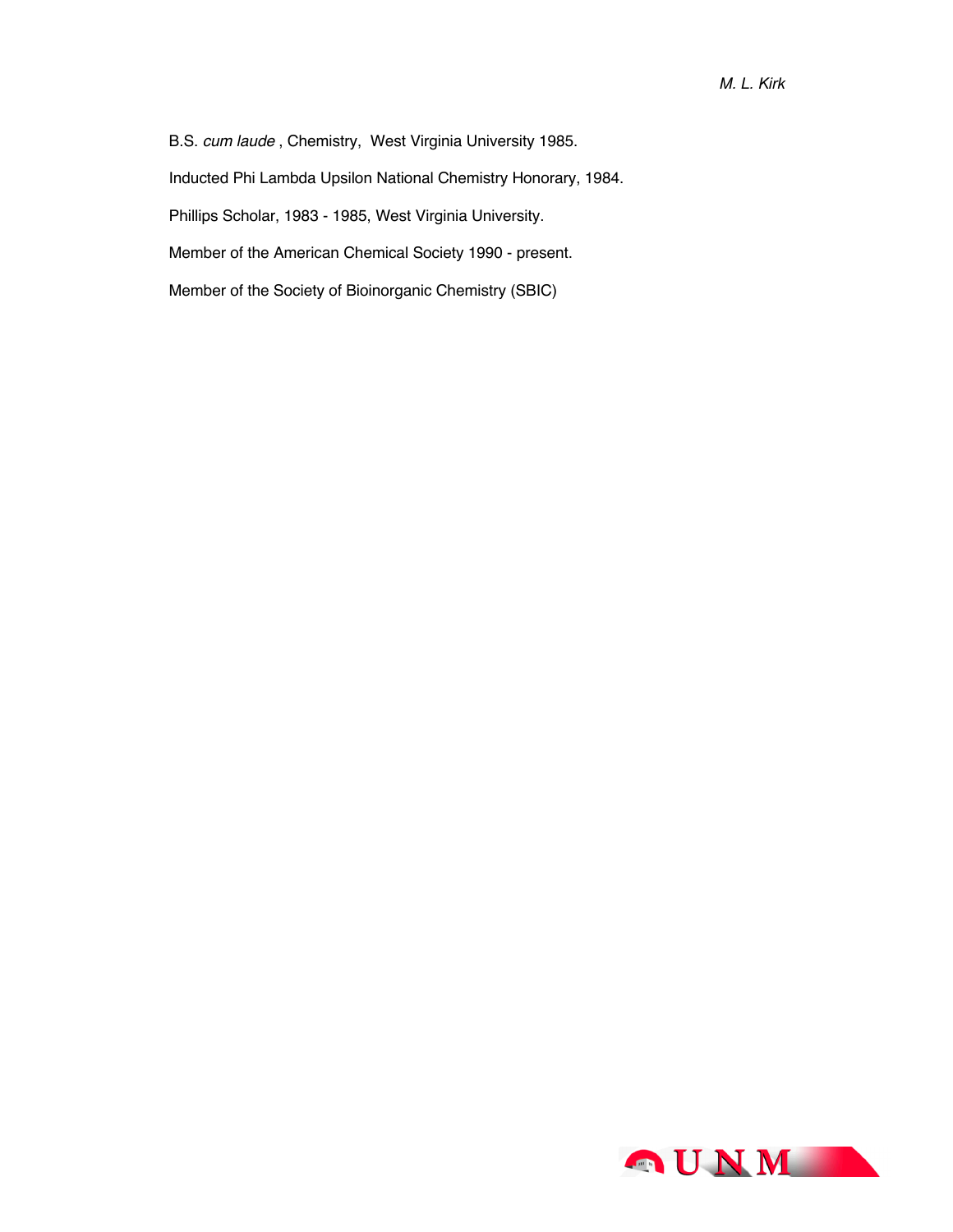B.S. *cum laude* , Chemistry, West Virginia University 1985.

Inducted Phi Lambda Upsilon National Chemistry Honorary, 1984.

Phillips Scholar, 1983 - 1985, West Virginia University.

Member of the American Chemical Society 1990 - present.

Member of the Society of Bioinorganic Chemistry (SBIC)